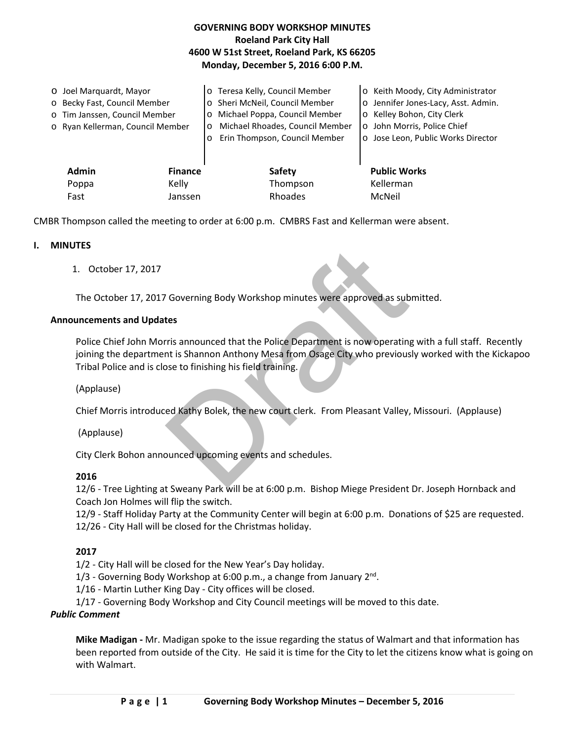# GOVERNING BODY WORKSHOP MINUTES
**Roeland Park City Hall**
**4600 W 51st Street, Roeland Park, KS 66205**
**Monday, December 5, 2016 6:00 P.M.**

- Joel Marquardt, Mayor
- Becky Fast, Council Member
- Tim Janssen, Council Member
- Ryan Kellerman, Council Member
- Teresa Kelly, Council Member
- Sheri McNeil, Council Member
- Michael Poppa, Council Member
- Michael Rhoades, Council Member
- Erin Thompson, Council Member
- Keith Moody, City Administrator
- Jennifer Jones-Lacy, Asst. Admin.
- Kelley Bohon, City Clerk
- John Morris, Police Chief
- Jose Leon, Public Works Director

| Admin | Finance | Safety | Public Works |
|---|---|---|---|
| Poppa | Kelly | Thompson | Kellerman |
| Fast | Janssen | Rhoades | McNeil |

CMBR Thompson called the meeting to order at 6:00 p.m. CMBRS Fast and Kellerman were absent.

## I. MINUTES

1. October 17, 2017

The October 17, 2017 Governing Body Workshop minutes were approved as submitted.

### Announcements and Updates

Police Chief John Morris announced that the Police Department is now operating with a full staff. Recently joining the department is Shannon Anthony Mesa from Osage City who previously worked with the Kickapoo Tribal Police and is close to finishing his field training.

(Applause)

Chief Morris introduced Kathy Bolek, the new court clerk. From Pleasant Valley, Missouri. (Applause)

(Applause)

City Clerk Bohon announced upcoming events and schedules.

**2016**

12/6 - Tree Lighting at Sweany Park will be at 6:00 p.m. Bishop Miege President Dr. Joseph Hornback and Coach Jon Holmes will flip the switch.
12/9 - Staff Holiday Party at the Community Center will begin at 6:00 p.m. Donations of $25 are requested.
12/26 - City Hall will be closed for the Christmas holiday.

**2017**

1/2 - City Hall will be closed for the New Year's Day holiday.
1/3 - Governing Body Workshop at 6:00 p.m., a change from January 2nd.
1/16 - Martin Luther King Day - City offices will be closed.
1/17 - Governing Body Workshop and City Council meetings will be moved to this date.

***Public Comment***

**Mike Madigan -** Mr. Madigan spoke to the issue regarding the status of Walmart and that information has been reported from outside of the City. He said it is time for the City to let the citizens know what is going on with Walmart.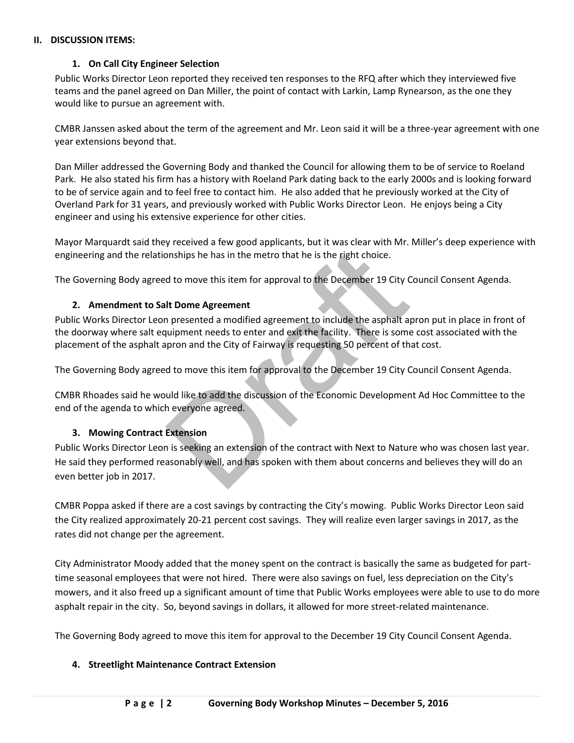## II. DISCUSSION ITEMS:

### 1. On Call City Engineer Selection

Public Works Director Leon reported they received ten responses to the RFQ after which they interviewed five teams and the panel agreed on Dan Miller, the point of contact with Larkin, Lamp Rynearson, as the one they would like to pursue an agreement with.

CMBR Janssen asked about the term of the agreement and Mr. Leon said it will be a three-year agreement with one year extensions beyond that.

Dan Miller addressed the Governing Body and thanked the Council for allowing them to be of service to Roeland Park. He also stated his firm has a history with Roeland Park dating back to the early 2000s and is looking forward to be of service again and to feel free to contact him. He also added that he previously worked at the City of Overland Park for 31 years, and previously worked with Public Works Director Leon. He enjoys being a City engineer and using his extensive experience for other cities.

Mayor Marquardt said they received a few good applicants, but it was clear with Mr. Miller's deep experience with engineering and the relationships he has in the metro that he is the right choice.

The Governing Body agreed to move this item for approval to the December 19 City Council Consent Agenda.

### 2. Amendment to Salt Dome Agreement

Public Works Director Leon presented a modified agreement to include the asphalt apron put in place in front of the doorway where salt equipment needs to enter and exit the facility. There is some cost associated with the placement of the asphalt apron and the City of Fairway is requesting 50 percent of that cost.

The Governing Body agreed to move this item for approval to the December 19 City Council Consent Agenda.

CMBR Rhoades said he would like to add the discussion of the Economic Development Ad Hoc Committee to the end of the agenda to which everyone agreed.

### 3. Mowing Contract Extension

Public Works Director Leon is seeking an extension of the contract with Next to Nature who was chosen last year. He said they performed reasonably well, and has spoken with them about concerns and believes they will do an even better job in 2017.

CMBR Poppa asked if there are a cost savings by contracting the City's mowing. Public Works Director Leon said the City realized approximately 20-21 percent cost savings. They will realize even larger savings in 2017, as the rates did not change per the agreement.

City Administrator Moody added that the money spent on the contract is basically the same as budgeted for part-time seasonal employees that were not hired. There were also savings on fuel, less depreciation on the City's mowers, and it also freed up a significant amount of time that Public Works employees were able to use to do more asphalt repair in the city. So, beyond savings in dollars, it allowed for more street-related maintenance.

The Governing Body agreed to move this item for approval to the December 19 City Council Consent Agenda.

### 4. Streetlight Maintenance Contract Extension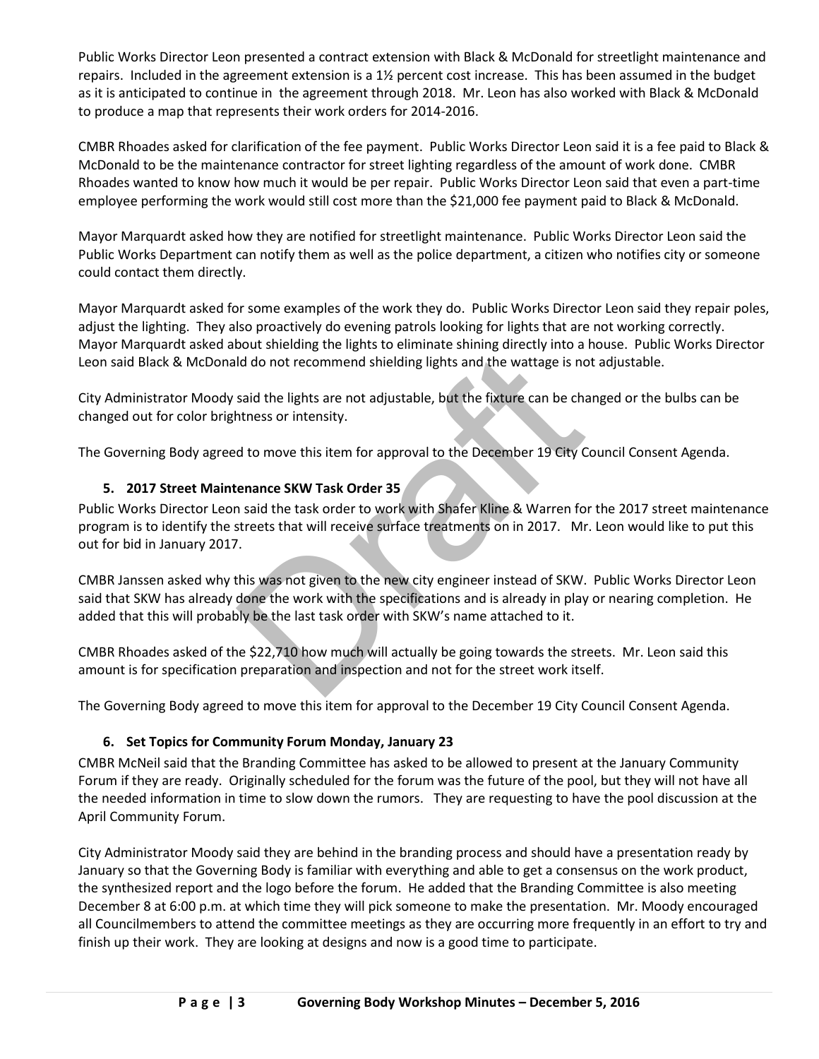Public Works Director Leon presented a contract extension with Black & McDonald for streetlight maintenance and repairs. Included in the agreement extension is a 1½ percent cost increase. This has been assumed in the budget as it is anticipated to continue in the agreement through 2018. Mr. Leon has also worked with Black & McDonald to produce a map that represents their work orders for 2014-2016.

CMBR Rhoades asked for clarification of the fee payment. Public Works Director Leon said it is a fee paid to Black & McDonald to be the maintenance contractor for street lighting regardless of the amount of work done. CMBR Rhoades wanted to know how much it would be per repair. Public Works Director Leon said that even a part-time employee performing the work would still cost more than the $21,000 fee payment paid to Black & McDonald.

Mayor Marquardt asked how they are notified for streetlight maintenance. Public Works Director Leon said the Public Works Department can notify them as well as the police department, a citizen who notifies city or someone could contact them directly.

Mayor Marquardt asked for some examples of the work they do. Public Works Director Leon said they repair poles, adjust the lighting. They also proactively do evening patrols looking for lights that are not working correctly. Mayor Marquardt asked about shielding the lights to eliminate shining directly into a house. Public Works Director Leon said Black & McDonald do not recommend shielding lights and the wattage is not adjustable.

City Administrator Moody said the lights are not adjustable, but the fixture can be changed or the bulbs can be changed out for color brightness or intensity.

The Governing Body agreed to move this item for approval to the December 19 City Council Consent Agenda.

**5. 2017 Street Maintenance SKW Task Order 35**

Public Works Director Leon said the task order to work with Shafer Kline & Warren for the 2017 street maintenance program is to identify the streets that will receive surface treatments on in 2017. Mr. Leon would like to put this out for bid in January 2017.

CMBR Janssen asked why this was not given to the new city engineer instead of SKW. Public Works Director Leon said that SKW has already done the work with the specifications and is already in play or nearing completion. He added that this will probably be the last task order with SKW's name attached to it.

CMBR Rhoades asked of the $22,710 how much will actually be going towards the streets. Mr. Leon said this amount is for specification preparation and inspection and not for the street work itself.

The Governing Body agreed to move this item for approval to the December 19 City Council Consent Agenda.

**6. Set Topics for Community Forum Monday, January 23**

CMBR McNeil said that the Branding Committee has asked to be allowed to present at the January Community Forum if they are ready. Originally scheduled for the forum was the future of the pool, but they will not have all the needed information in time to slow down the rumors. They are requesting to have the pool discussion at the April Community Forum.

City Administrator Moody said they are behind in the branding process and should have a presentation ready by January so that the Governing Body is familiar with everything and able to get a consensus on the work product, the synthesized report and the logo before the forum. He added that the Branding Committee is also meeting December 8 at 6:00 p.m. at which time they will pick someone to make the presentation. Mr. Moody encouraged all Councilmembers to attend the committee meetings as they are occurring more frequently in an effort to try and finish up their work. They are looking at designs and now is a good time to participate.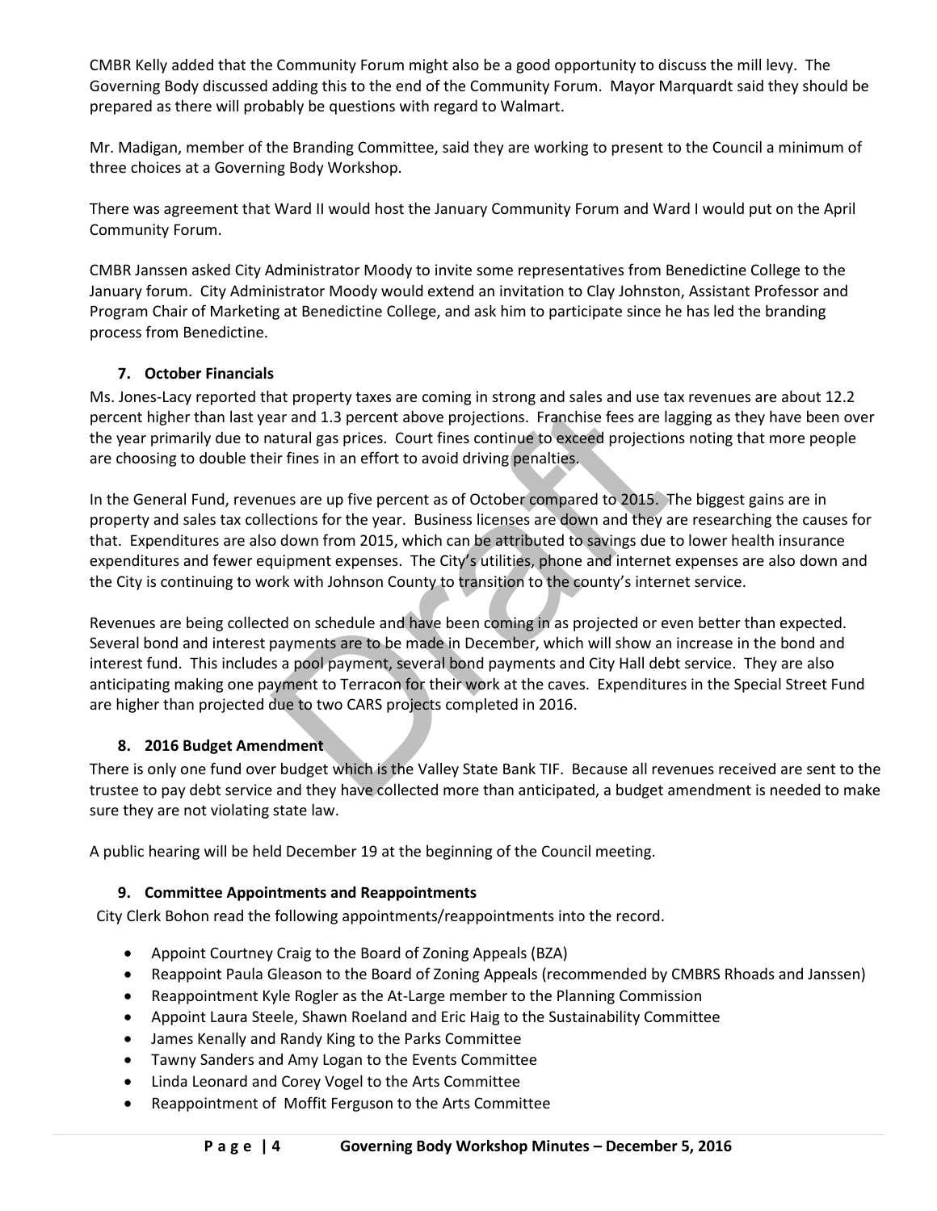CMBR Kelly added that the Community Forum might also be a good opportunity to discuss the mill levy. The Governing Body discussed adding this to the end of the Community Forum. Mayor Marquardt said they should be prepared as there will probably be questions with regard to Walmart.

Mr. Madigan, member of the Branding Committee, said they are working to present to the Council a minimum of three choices at a Governing Body Workshop.

There was agreement that Ward II would host the January Community Forum and Ward I would put on the April Community Forum.

CMBR Janssen asked City Administrator Moody to invite some representatives from Benedictine College to the January forum. City Administrator Moody would extend an invitation to Clay Johnston, Assistant Professor and Program Chair of Marketing at Benedictine College, and ask him to participate since he has led the branding process from Benedictine.

**7. October Financials**

Ms. Jones-Lacy reported that property taxes are coming in strong and sales and use tax revenues are about 12.2 percent higher than last year and 1.3 percent above projections. Franchise fees are lagging as they have been over the year primarily due to natural gas prices. Court fines continue to exceed projections noting that more people are choosing to double their fines in an effort to avoid driving penalties.

In the General Fund, revenues are up five percent as of October compared to 2015. The biggest gains are in property and sales tax collections for the year. Business licenses are down and they are researching the causes for that. Expenditures are also down from 2015, which can be attributed to savings due to lower health insurance expenditures and fewer equipment expenses. The City's utilities, phone and internet expenses are also down and the City is continuing to work with Johnson County to transition to the county's internet service.

Revenues are being collected on schedule and have been coming in as projected or even better than expected. Several bond and interest payments are to be made in December, which will show an increase in the bond and interest fund. This includes a pool payment, several bond payments and City Hall debt service. They are also anticipating making one payment to Terracon for their work at the caves. Expenditures in the Special Street Fund are higher than projected due to two CARS projects completed in 2016.

**8. 2016 Budget Amendment**

There is only one fund over budget which is the Valley State Bank TIF. Because all revenues received are sent to the trustee to pay debt service and they have collected more than anticipated, a budget amendment is needed to make sure they are not violating state law.

A public hearing will be held December 19 at the beginning of the Council meeting.

**9. Committee Appointments and Reappointments**

City Clerk Bohon read the following appointments/reappointments into the record.

- Appoint Courtney Craig to the Board of Zoning Appeals (BZA)
- Reappoint Paula Gleason to the Board of Zoning Appeals (recommended by CMBRS Rhoads and Janssen)
- Reappointment Kyle Rogler as the At-Large member to the Planning Commission
- Appoint Laura Steele, Shawn Roeland and Eric Haig to the Sustainability Committee
- James Kenally and Randy King to the Parks Committee
- Tawny Sanders and Amy Logan to the Events Committee
- Linda Leonard and Corey Vogel to the Arts Committee
- Reappointment of Moffit Ferguson to the Arts Committee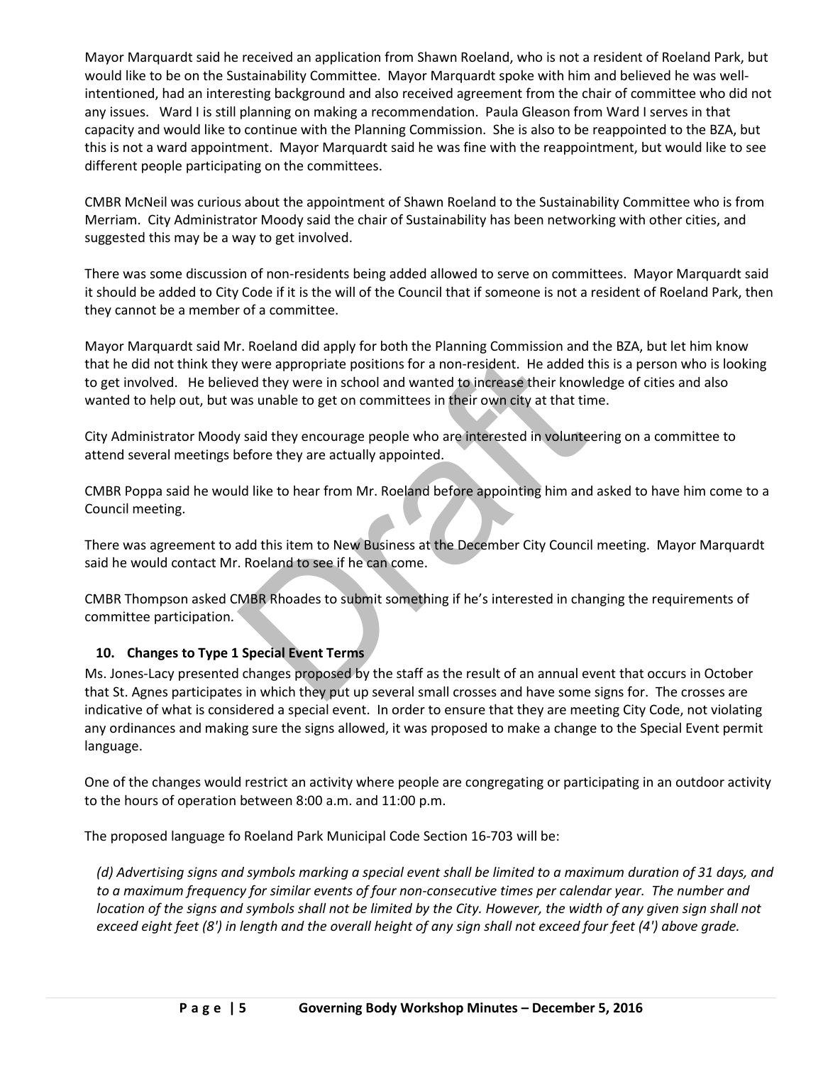Mayor Marquardt said he received an application from Shawn Roeland, who is not a resident of Roeland Park, but would like to be on the Sustainability Committee. Mayor Marquardt spoke with him and believed he was well-intentioned, had an interesting background and also received agreement from the chair of committee who did not any issues. Ward I is still planning on making a recommendation. Paula Gleason from Ward I serves in that capacity and would like to continue with the Planning Commission. She is also to be reappointed to the BZA, but this is not a ward appointment. Mayor Marquardt said he was fine with the reappointment, but would like to see different people participating on the committees.

CMBR McNeil was curious about the appointment of Shawn Roeland to the Sustainability Committee who is from Merriam. City Administrator Moody said the chair of Sustainability has been networking with other cities, and suggested this may be a way to get involved.

There was some discussion of non-residents being added allowed to serve on committees. Mayor Marquardt said it should be added to City Code if it is the will of the Council that if someone is not a resident of Roeland Park, then they cannot be a member of a committee.

Mayor Marquardt said Mr. Roeland did apply for both the Planning Commission and the BZA, but let him know that he did not think they were appropriate positions for a non-resident. He added this is a person who is looking to get involved. He believed they were in school and wanted to increase their knowledge of cities and also wanted to help out, but was unable to get on committees in their own city at that time.

City Administrator Moody said they encourage people who are interested in volunteering on a committee to attend several meetings before they are actually appointed.

CMBR Poppa said he would like to hear from Mr. Roeland before appointing him and asked to have him come to a Council meeting.

There was agreement to add this item to New Business at the December City Council meeting. Mayor Marquardt said he would contact Mr. Roeland to see if he can come.

CMBR Thompson asked CMBR Rhoades to submit something if he's interested in changing the requirements of committee participation.

### 10. Changes to Type 1 Special Event Terms

Ms. Jones-Lacy presented changes proposed by the staff as the result of an annual event that occurs in October that St. Agnes participates in which they put up several small crosses and have some signs for. The crosses are indicative of what is considered a special event. In order to ensure that they are meeting City Code, not violating any ordinances and making sure the signs allowed, it was proposed to make a change to the Special Event permit language.

One of the changes would restrict an activity where people are congregating or participating in an outdoor activity to the hours of operation between 8:00 a.m. and 11:00 p.m.

The proposed language fo Roeland Park Municipal Code Section 16-703 will be:

*(d) Advertising signs and symbols marking a special event shall be limited to a maximum duration of 31 days, and to a maximum frequency for similar events of four non-consecutive times per calendar year. The number and location of the signs and symbols shall not be limited by the City. However, the width of any given sign shall not exceed eight feet (8') in length and the overall height of any sign shall not exceed four feet (4') above grade.*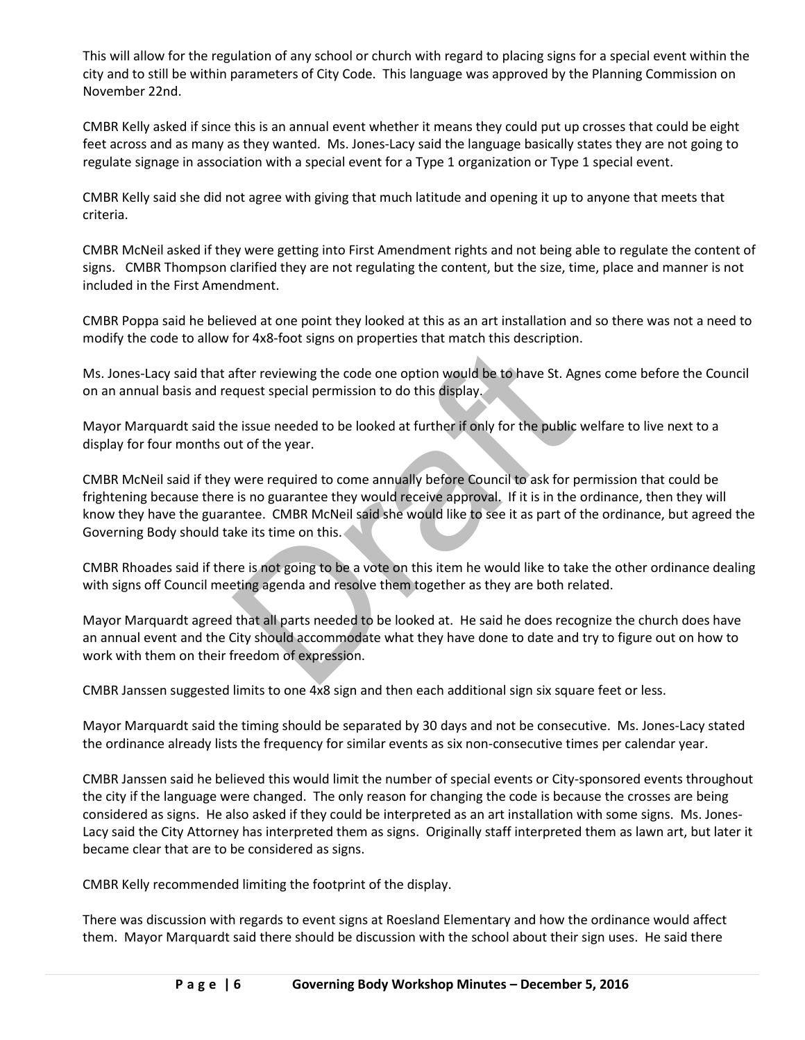This will allow for the regulation of any school or church with regard to placing signs for a special event within the city and to still be within parameters of City Code. This language was approved by the Planning Commission on November 22nd.

CMBR Kelly asked if since this is an annual event whether it means they could put up crosses that could be eight feet across and as many as they wanted. Ms. Jones-Lacy said the language basically states they are not going to regulate signage in association with a special event for a Type 1 organization or Type 1 special event.

CMBR Kelly said she did not agree with giving that much latitude and opening it up to anyone that meets that criteria.

CMBR McNeil asked if they were getting into First Amendment rights and not being able to regulate the content of signs. CMBR Thompson clarified they are not regulating the content, but the size, time, place and manner is not included in the First Amendment.

CMBR Poppa said he believed at one point they looked at this as an art installation and so there was not a need to modify the code to allow for 4x8-foot signs on properties that match this description.

Ms. Jones-Lacy said that after reviewing the code one option would be to have St. Agnes come before the Council on an annual basis and request special permission to do this display.

Mayor Marquardt said the issue needed to be looked at further if only for the public welfare to live next to a display for four months out of the year.

CMBR McNeil said if they were required to come annually before Council to ask for permission that could be frightening because there is no guarantee they would receive approval. If it is in the ordinance, then they will know they have the guarantee. CMBR McNeil said she would like to see it as part of the ordinance, but agreed the Governing Body should take its time on this.

CMBR Rhoades said if there is not going to be a vote on this item he would like to take the other ordinance dealing with signs off Council meeting agenda and resolve them together as they are both related.

Mayor Marquardt agreed that all parts needed to be looked at. He said he does recognize the church does have an annual event and the City should accommodate what they have done to date and try to figure out on how to work with them on their freedom of expression.

CMBR Janssen suggested limits to one 4x8 sign and then each additional sign six square feet or less.

Mayor Marquardt said the timing should be separated by 30 days and not be consecutive. Ms. Jones-Lacy stated the ordinance already lists the frequency for similar events as six non-consecutive times per calendar year.

CMBR Janssen said he believed this would limit the number of special events or City-sponsored events throughout the city if the language were changed. The only reason for changing the code is because the crosses are being considered as signs. He also asked if they could be interpreted as an art installation with some signs. Ms. Jones-Lacy said the City Attorney has interpreted them as signs. Originally staff interpreted them as lawn art, but later it became clear that are to be considered as signs.

CMBR Kelly recommended limiting the footprint of the display.

There was discussion with regards to event signs at Roesland Elementary and how the ordinance would affect them. Mayor Marquardt said there should be discussion with the school about their sign uses. He said there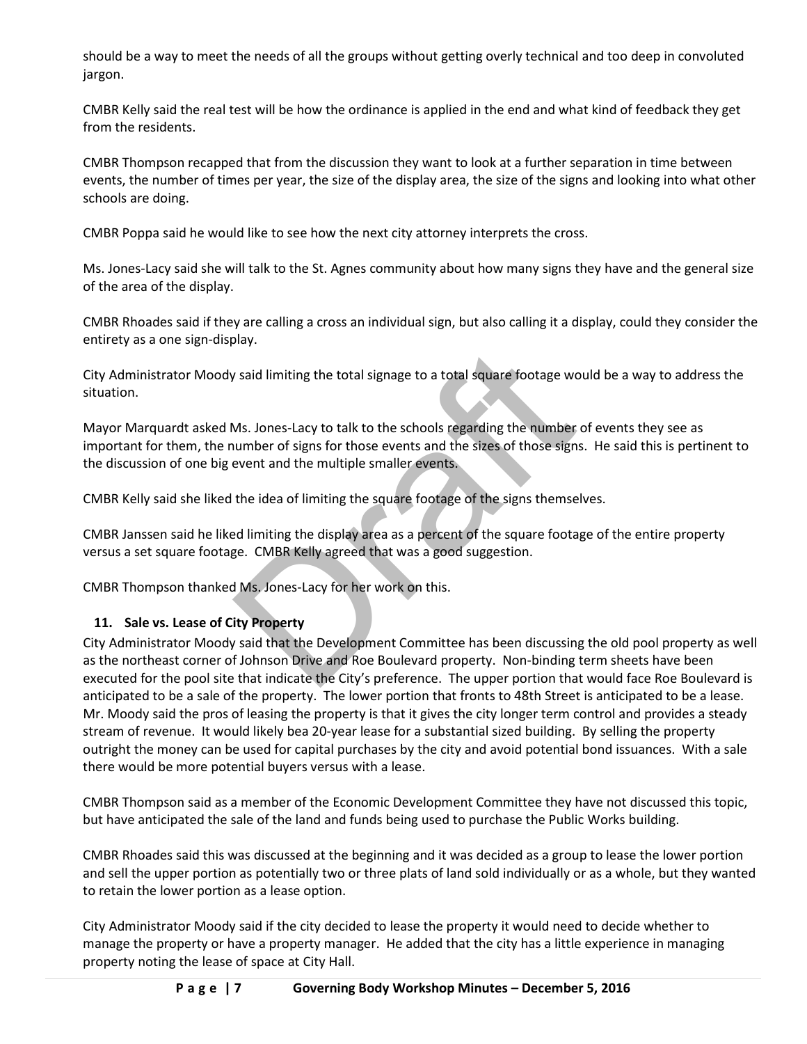should be a way to meet the needs of all the groups without getting overly technical and too deep in convoluted jargon.

CMBR Kelly said the real test will be how the ordinance is applied in the end and what kind of feedback they get from the residents.

CMBR Thompson recapped that from the discussion they want to look at a further separation in time between events, the number of times per year, the size of the display area, the size of the signs and looking into what other schools are doing.

CMBR Poppa said he would like to see how the next city attorney interprets the cross.

Ms. Jones-Lacy said she will talk to the St. Agnes community about how many signs they have and the general size of the area of the display.

CMBR Rhoades said if they are calling a cross an individual sign, but also calling it a display, could they consider the entirety as a one sign-display.

City Administrator Moody said limiting the total signage to a total square footage would be a way to address the situation.

Mayor Marquardt asked Ms. Jones-Lacy to talk to the schools regarding the number of events they see as important for them, the number of signs for those events and the sizes of those signs. He said this is pertinent to the discussion of one big event and the multiple smaller events.

CMBR Kelly said she liked the idea of limiting the square footage of the signs themselves.

CMBR Janssen said he liked limiting the display area as a percent of the square footage of the entire property versus a set square footage. CMBR Kelly agreed that was a good suggestion.

CMBR Thompson thanked Ms. Jones-Lacy for her work on this.

### 11. Sale vs. Lease of City Property

City Administrator Moody said that the Development Committee has been discussing the old pool property as well as the northeast corner of Johnson Drive and Roe Boulevard property. Non-binding term sheets have been executed for the pool site that indicate the City's preference. The upper portion that would face Roe Boulevard is anticipated to be a sale of the property. The lower portion that fronts to 48th Street is anticipated to be a lease. Mr. Moody said the pros of leasing the property is that it gives the city longer term control and provides a steady stream of revenue. It would likely bea 20-year lease for a substantial sized building. By selling the property outright the money can be used for capital purchases by the city and avoid potential bond issuances. With a sale there would be more potential buyers versus with a lease.

CMBR Thompson said as a member of the Economic Development Committee they have not discussed this topic, but have anticipated the sale of the land and funds being used to purchase the Public Works building.

CMBR Rhoades said this was discussed at the beginning and it was decided as a group to lease the lower portion and sell the upper portion as potentially two or three plats of land sold individually or as a whole, but they wanted to retain the lower portion as a lease option.

City Administrator Moody said if the city decided to lease the property it would need to decide whether to manage the property or have a property manager. He added that the city has a little experience in managing property noting the lease of space at City Hall.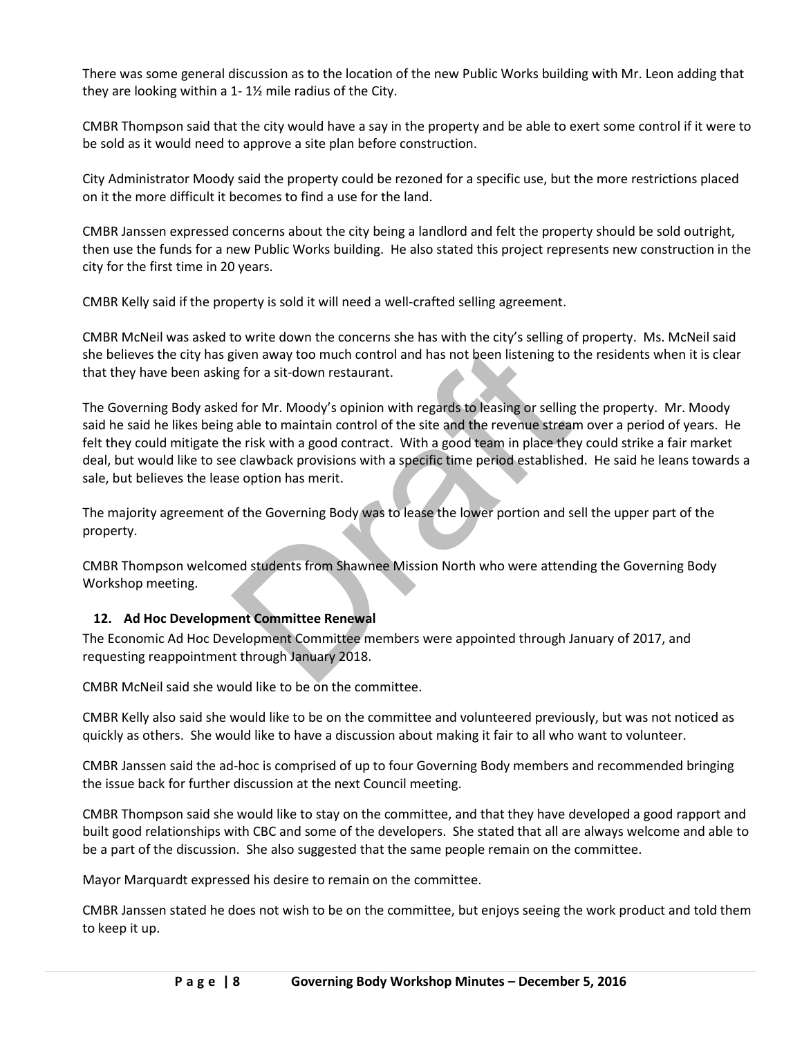There was some general discussion as to the location of the new Public Works building with Mr. Leon adding that they are looking within a 1- 1½ mile radius of the City.

CMBR Thompson said that the city would have a say in the property and be able to exert some control if it were to be sold as it would need to approve a site plan before construction.

City Administrator Moody said the property could be rezoned for a specific use, but the more restrictions placed on it the more difficult it becomes to find a use for the land.

CMBR Janssen expressed concerns about the city being a landlord and felt the property should be sold outright, then use the funds for a new Public Works building. He also stated this project represents new construction in the city for the first time in 20 years.

CMBR Kelly said if the property is sold it will need a well-crafted selling agreement.

CMBR McNeil was asked to write down the concerns she has with the city's selling of property. Ms. McNeil said she believes the city has given away too much control and has not been listening to the residents when it is clear that they have been asking for a sit-down restaurant.

The Governing Body asked for Mr. Moody's opinion with regards to leasing or selling the property. Mr. Moody said he said he likes being able to maintain control of the site and the revenue stream over a period of years. He felt they could mitigate the risk with a good contract. With a good team in place they could strike a fair market deal, but would like to see clawback provisions with a specific time period established. He said he leans towards a sale, but believes the lease option has merit.

The majority agreement of the Governing Body was to lease the lower portion and sell the upper part of the property.

CMBR Thompson welcomed students from Shawnee Mission North who were attending the Governing Body Workshop meeting.

**12. Ad Hoc Development Committee Renewal**

The Economic Ad Hoc Development Committee members were appointed through January of 2017, and requesting reappointment through January 2018.

CMBR McNeil said she would like to be on the committee.

CMBR Kelly also said she would like to be on the committee and volunteered previously, but was not noticed as quickly as others. She would like to have a discussion about making it fair to all who want to volunteer.

CMBR Janssen said the ad-hoc is comprised of up to four Governing Body members and recommended bringing the issue back for further discussion at the next Council meeting.

CMBR Thompson said she would like to stay on the committee, and that they have developed a good rapport and built good relationships with CBC and some of the developers. She stated that all are always welcome and able to be a part of the discussion. She also suggested that the same people remain on the committee.

Mayor Marquardt expressed his desire to remain on the committee.

CMBR Janssen stated he does not wish to be on the committee, but enjoys seeing the work product and told them to keep it up.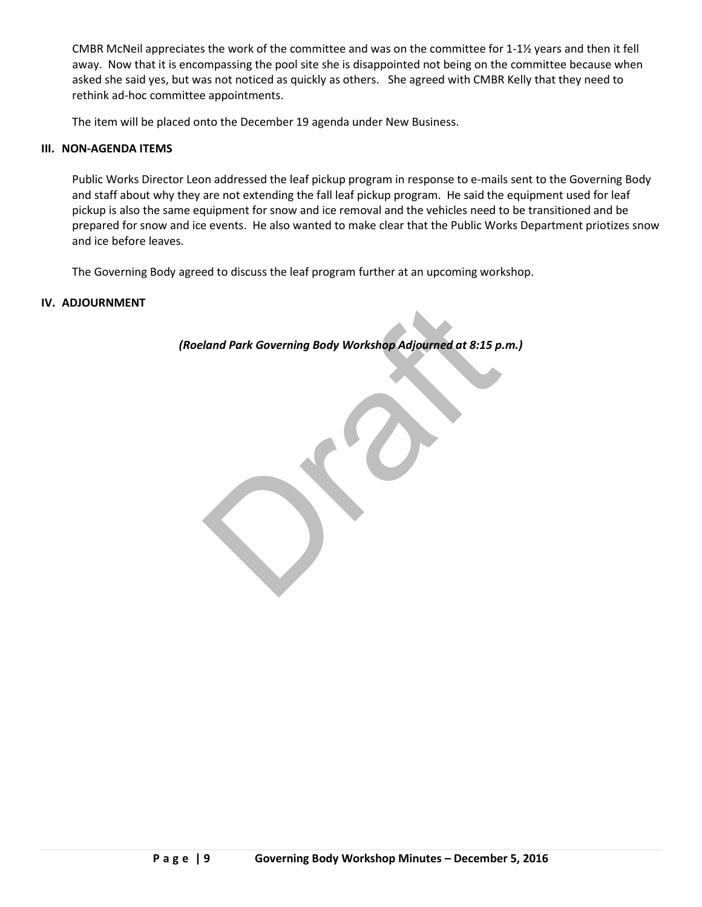CMBR McNeil appreciates the work of the committee and was on the committee for 1-1½ years and then it fell away. Now that it is encompassing the pool site she is disappointed not being on the committee because when asked she said yes, but was not noticed as quickly as others. She agreed with CMBR Kelly that they need to rethink ad-hoc committee appointments.

The item will be placed onto the December 19 agenda under New Business.

## III. NON-AGENDA ITEMS

Public Works Director Leon addressed the leaf pickup program in response to e-mails sent to the Governing Body and staff about why they are not extending the fall leaf pickup program. He said the equipment used for leaf pickup is also the same equipment for snow and ice removal and the vehicles need to be transitioned and be prepared for snow and ice events. He also wanted to make clear that the Public Works Department priotizes snow and ice before leaves.

The Governing Body agreed to discuss the leaf program further at an upcoming workshop.

## IV. ADJOURNMENT

***(Roeland Park Governing Body Workshop Adjourned at 8:15 p.m.)***

Draft